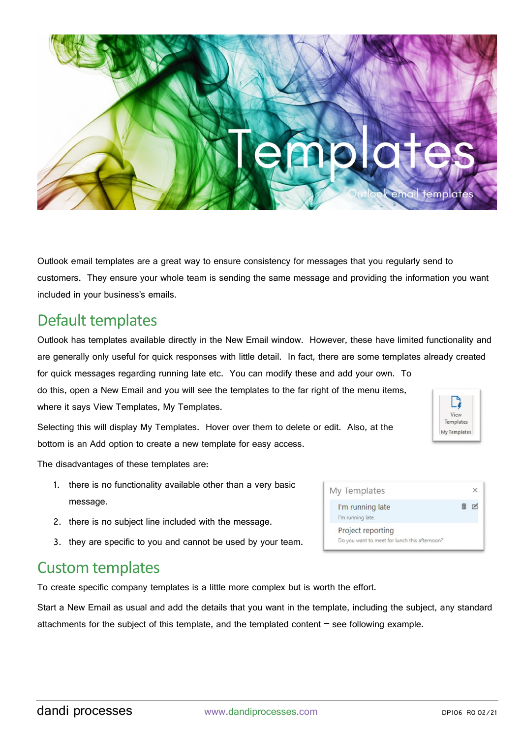# Templates

Outlook email templates

Outlook email templates are a great way to ensure consistency for messages that you regularly send to customers. They ensure your whole team is sending the same message and providing the information you want included in your business's emails.

## Default templates

Outlook has templates available directly in the New Email window. However, these have limited functionality and are generally only useful for quick responses with little detail. In fact, there are some templates already created for quick messages regarding running late etc. You can modify these and add your own. To do this, open a New Email and you will see the templates to the far right of the menu items, where it says View Templates, My Templates.

Selecting this will display My Templates. Hover over them to delete or edit. Also, at the bottom is an Add option to create a new template for easy access.

The disadvantages of these templates are:

1. there is no functionality available other than a very basic message.
2. there is no subject line included with the message.
3. they are specific to you and cannot be used by your team.

## Custom templates

To create specific company templates is a little more complex but is worth the effort.

Start a New Email as usual and add the details that you want in the template, including the subject, any standard attachments for the subject of this template, and the templated content – see following example.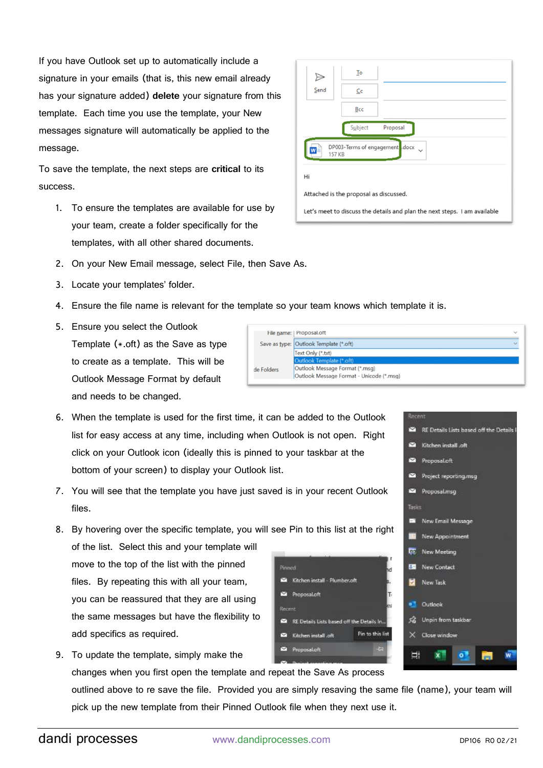If you have Outlook set up to automatically include a signature in your emails (that is, this new email already has your signature added) **delete** your signature from this template. Each time you use the template, your New messages signature will automatically be applied to the message.

To save the template, the next steps are **critical** to its success.

1. To ensure the templates are available for use by your team, create a folder specifically for the templates, with all other shared documents.
2. On your New Email message, select File, then Save As.
3. Locate your templates' folder.
4. Ensure the file name is relevant for the template so your team knows which template it is.
5. Ensure you select the Outlook Template (*.oft) as the Save as type to create as a template. This will be Outlook Message Format by default and needs to be changed.
6. When the template is used for the first time, it can be added to the Outlook list for easy access at any time, including when Outlook is not open. Right click on your Outlook icon (ideally this is pinned to your taskbar at the bottom of your screen) to display your Outlook list.
7. You will see that the template you have just saved is in your recent Outlook files.
8. By hovering over the specific template, you will see Pin to this list at the right of the list. Select this and your template will move to the top of the list with the pinned files. By repeating this with all your team, you can be reassured that they are all using the same messages but have the flexibility to add specifics as required.
9. To update the template, simply make the changes when you first open the template and repeat the Save As process outlined above to re save the file. Provided you are simply resaving the same file (name), your team will pick up the new template from their Pinned Outlook file when they next use it.

dandi processes www.dandiprocesses.com DP106 R0 02/21